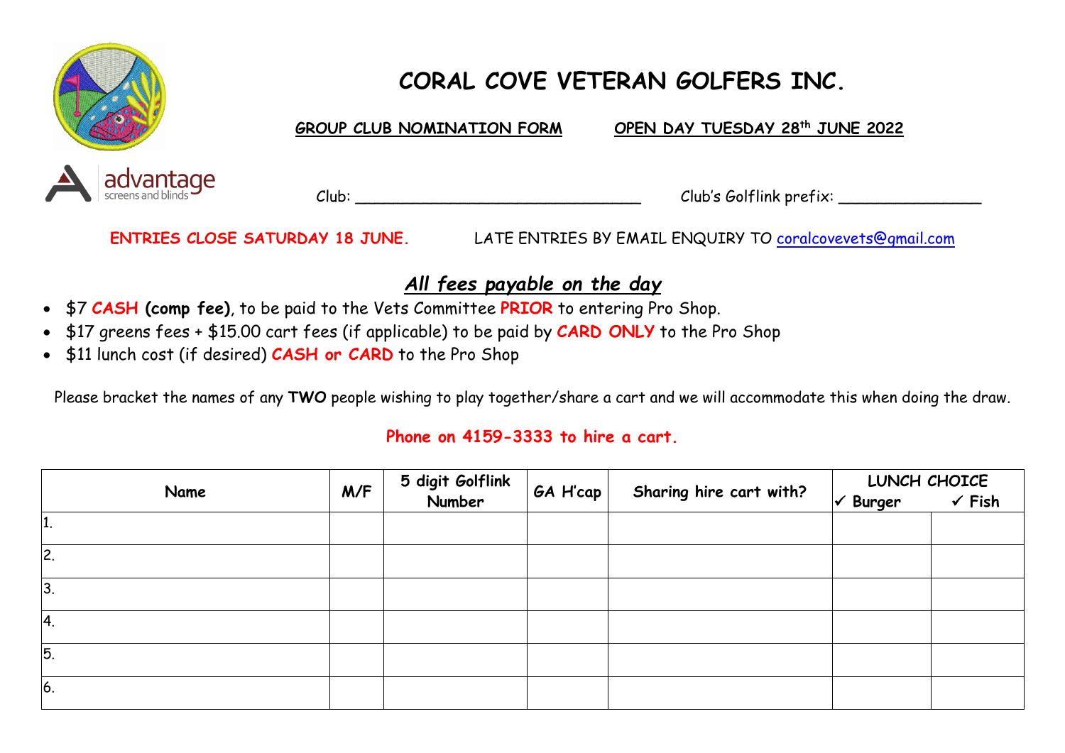# CORAL COVE VETERAN GOLFERS INC.

**GROUP CLUB NOMINATION FORM** **OPEN DAY TUESDAY 28th JUNE 2022**

advantage screens and blinds

Club: ________________________________ Club's Golflink prefix: ________________

**ENTRIES CLOSE SATURDAY 18 JUNE.** LATE ENTRIES BY EMAIL ENQUIRY TO coralcovevets@gmail.com

## *All fees payable on the day*

- $7 **CASH (comp fee)**, to be paid to the Vets Committee **PRIOR** to entering Pro Shop.
- $17 greens fees + $15.00 cart fees (if applicable) to be paid by **CARD ONLY** to the Pro Shop
- $11 lunch cost (if desired) **CASH or CARD** to the Pro Shop

Please bracket the names of any **TWO** people wishing to play together/share a cart and we will accommodate this when doing the draw.

**Phone on 4159-3333 to hire a cart.**

| Name | M/F | 5 digit Golflink Number | GA H'cap | Sharing hire cart with? | LUNCH CHOICE | |
|---|---|---|---|---|---|---|
| | | | | | ✓ Burger | ✓ Fish |
| 1. | | | | | | |
| 2. | | | | | | |
| 3. | | | | | | |
| 4. | | | | | | |
| 5. | | | | | | |
| 6. | | | | | | |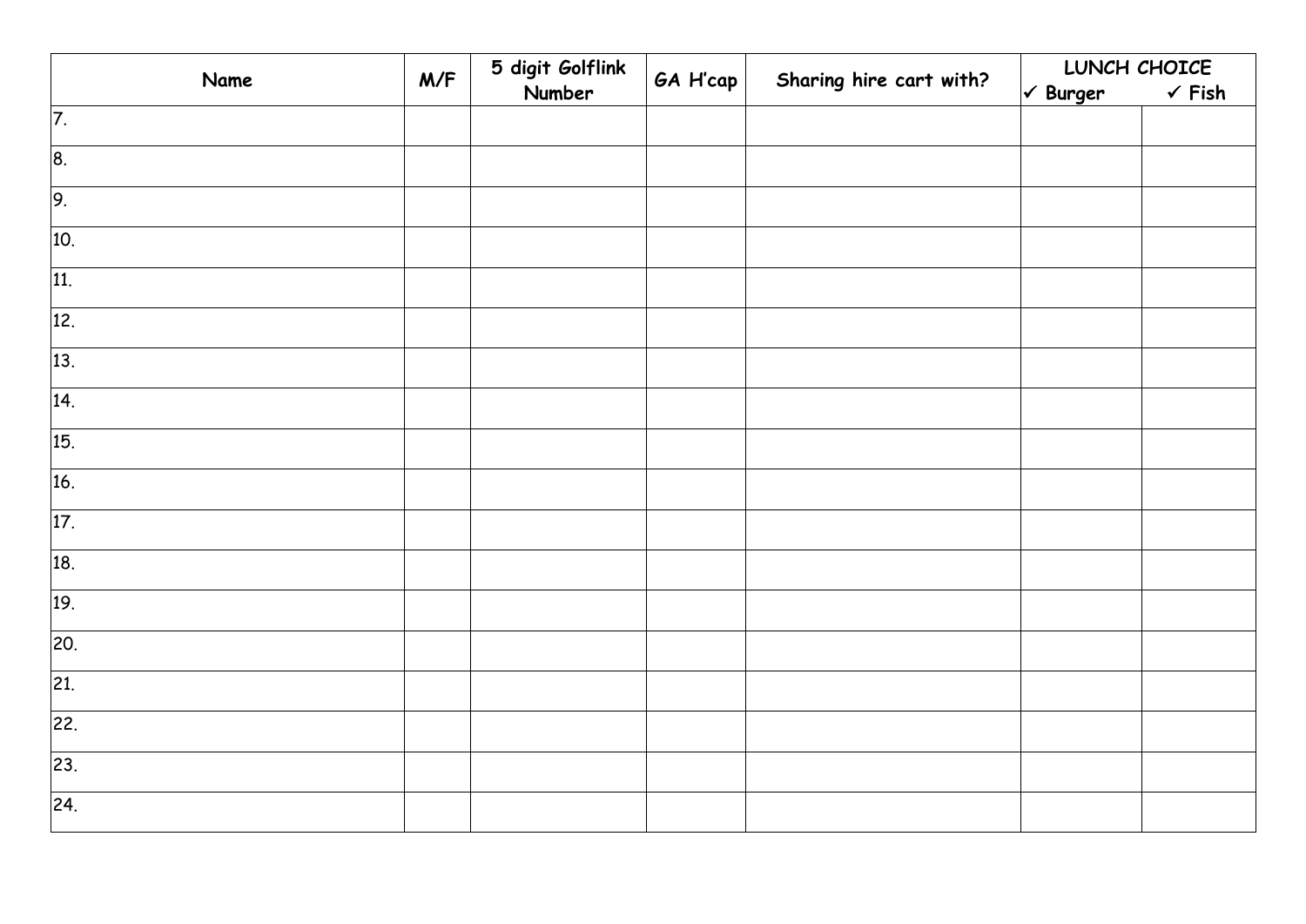| Name | M/F | 5 digit Golflink Number | GA H'cap | Sharing hire cart with? | LUNCH CHOICE ✓ Burger | ✓ Fish |
|---|---|---|---|---|---|---|
| 7. | | | | | | |
| 8. | | | | | | |
| 9. | | | | | | |
| 10. | | | | | | |
| 11. | | | | | | |
| 12. | | | | | | |
| 13. | | | | | | |
| 14. | | | | | | |
| 15. | | | | | | |
| 16. | | | | | | |
| 17. | | | | | | |
| 18. | | | | | | |
| 19. | | | | | | |
| 20. | | | | | | |
| 21. | | | | | | |
| 22. | | | | | | |
| 23. | | | | | | |
| 24. | | | | | | |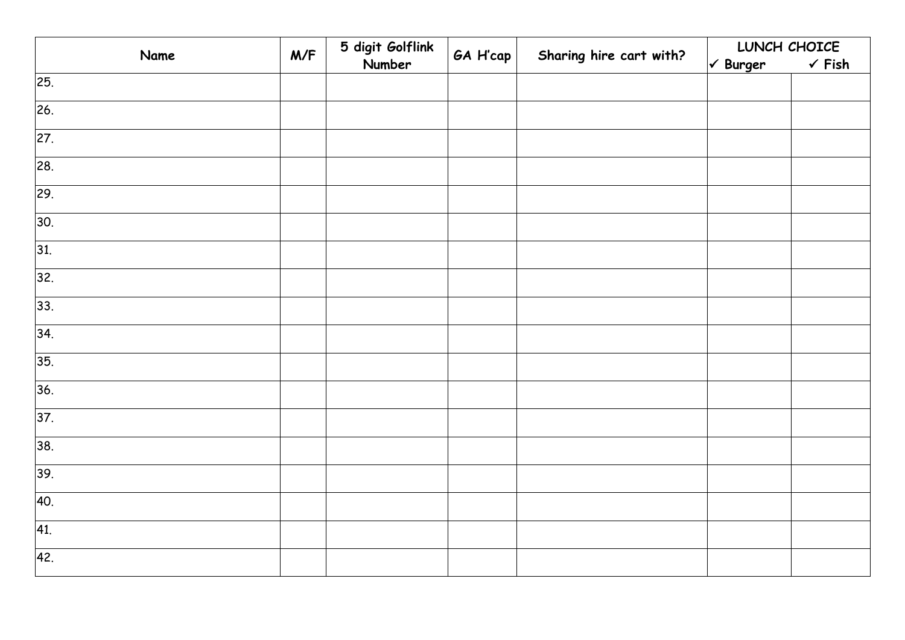| Name | M/F | 5 digit Golflink Number | GA H'cap | Sharing hire cart with? | LUNCH CHOICE ✓ Burger | ✓ Fish |
|---|---|---|---|---|---|---|
| 25. | | | | | | |
| 26. | | | | | | |
| 27. | | | | | | |
| 28. | | | | | | |
| 29. | | | | | | |
| 30. | | | | | | |
| 31. | | | | | | |
| 32. | | | | | | |
| 33. | | | | | | |
| 34. | | | | | | |
| 35. | | | | | | |
| 36. | | | | | | |
| 37. | | | | | | |
| 38. | | | | | | |
| 39. | | | | | | |
| 40. | | | | | | |
| 41. | | | | | | |
| 42. | | | | | | |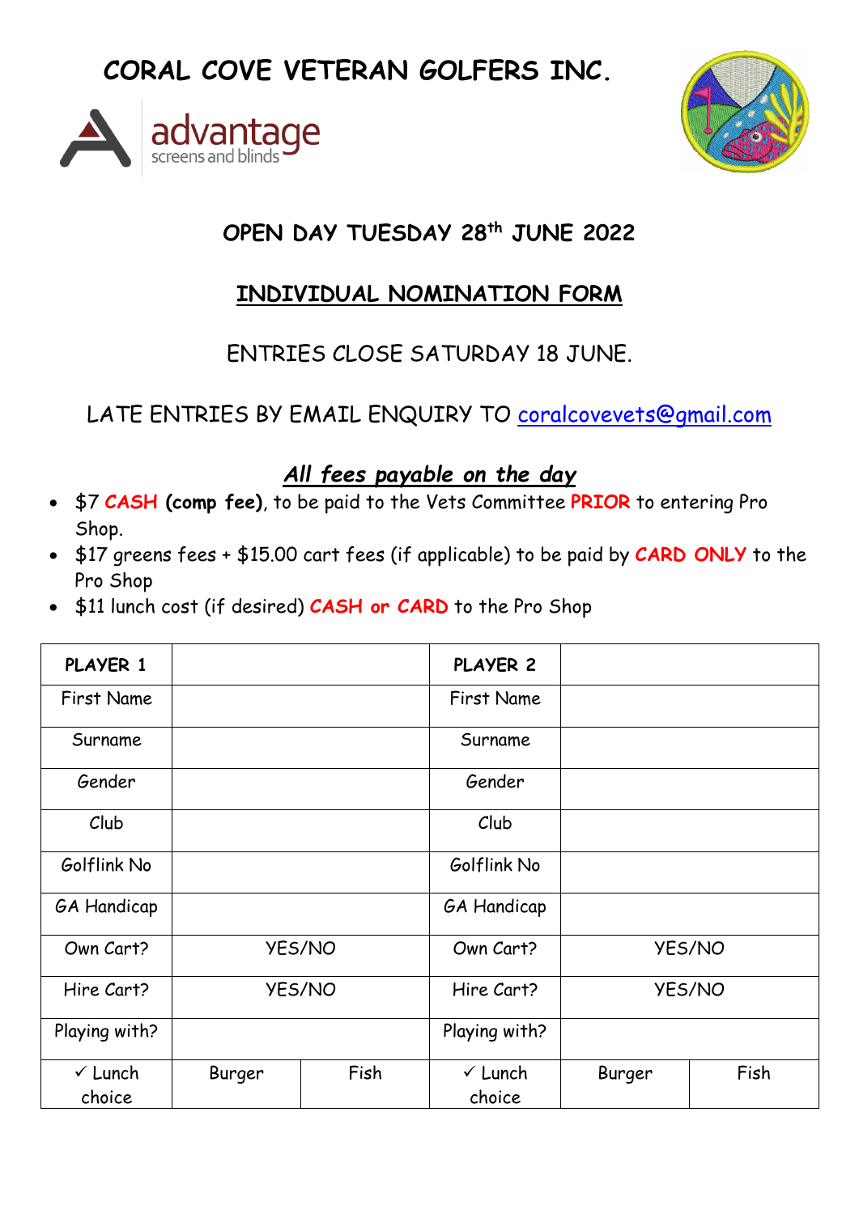# CORAL COVE VETERAN GOLFERS INC.

advantage screens and blinds

## OPEN DAY TUESDAY 28th JUNE 2022

## INDIVIDUAL NOMINATION FORM

ENTRIES CLOSE SATURDAY 18 JUNE.

LATE ENTRIES BY EMAIL ENQUIRY TO coralcovevets@gmail.com

***All fees payable on the day***

- $7 **CASH (comp fee)**, to be paid to the Vets Committee **PRIOR** to entering Pro Shop.
- $17 greens fees + $15.00 cart fees (if applicable) to be paid by **CARD ONLY** to the Pro Shop
- $11 lunch cost (if desired) **CASH or CARD** to the Pro Shop

| PLAYER 1 | | | PLAYER 2 | | |
|---|---|---|---|---|---|
| First Name | | | First Name | | |
| Surname | | | Surname | | |
| Gender | | | Gender | | |
| Club | | | Club | | |
| Golflink No | | | Golflink No | | |
| GA Handicap | | | GA Handicap | | |
| Own Cart? | YES/NO | | Own Cart? | YES/NO | |
| Hire Cart? | YES/NO | | Hire Cart? | YES/NO | |
| Playing with? | | | Playing with? | | |
| ✓ Lunch choice | Burger | Fish | ✓ Lunch choice | Burger | Fish |